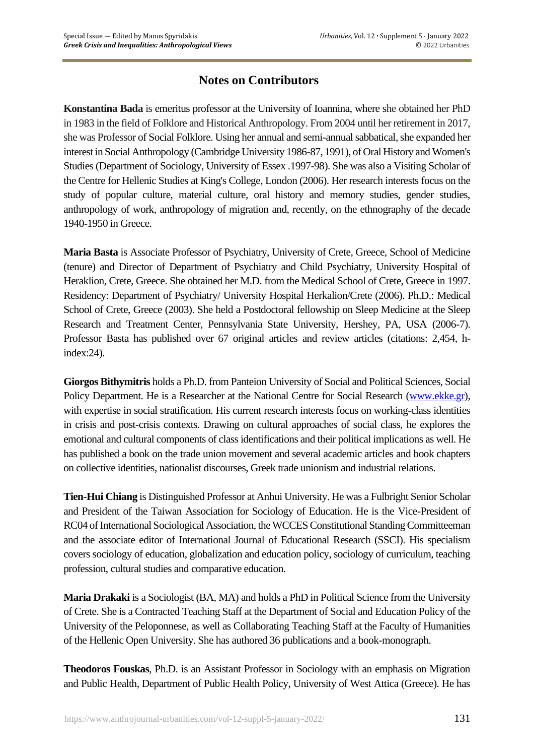# Notes on Contributors

**Konstantina Bada** is emeritus professor at the University of Ioannina, where she obtained her PhD in 1983 in the field of Folklore and Historical Anthropology. From 2004 until her retirement in 2017, she was Professor of Social Folklore. Using her annual and semi-annual sabbatical, she expanded her interest in Social Anthropology (Cambridge University 1986-87, 1991), of Oral History and Women's Studies (Department of Sociology, University of Essex .1997-98). She was also a Visiting Scholar of the Centre for Hellenic Studies at King's College, London (2006). Her research interests focus on the study of popular culture, material culture, oral history and memory studies, gender studies, anthropology of work, anthropology of migration and, recently, on the ethnography of the decade 1940-1950 in Greece.

**Maria Basta** is Associate Professor of Psychiatry, University of Crete, Greece, School of Medicine (tenure) and Director of Department of Psychiatry and Child Psychiatry, University Hospital of Heraklion, Crete, Greece. She obtained her M.D. from the Medical School of Crete, Greece in 1997. Residency: Department of Psychiatry/ University Hospital Herkalion/Crete (2006). Ph.D.: Medical School of Crete, Greece (2003). She held a Postdoctoral fellowship on Sleep Medicine at the Sleep Research and Treatment Center, Pennsylvania State University, Hershey, PA, USA (2006-7). Professor Basta has published over 67 original articles and review articles (citations: 2,454, h-index:24).

**Giorgos Bithymitris** holds a Ph.D. from Panteion University of Social and Political Sciences, Social Policy Department. He is a Researcher at the National Centre for Social Research (www.ekke.gr), with expertise in social stratification. His current research interests focus on working-class identities in crisis and post-crisis contexts. Drawing on cultural approaches of social class, he explores the emotional and cultural components of class identifications and their political implications as well. He has published a book on the trade union movement and several academic articles and book chapters on collective identities, nationalist discourses, Greek trade unionism and industrial relations.

**Tien-Hui Chiang** is Distinguished Professor at Anhui University. He was a Fulbright Senior Scholar and President of the Taiwan Association for Sociology of Education. He is the Vice-President of RC04 of International Sociological Association, the WCCES Constitutional Standing Committeeman and the associate editor of International Journal of Educational Research (SSCI). His specialism covers sociology of education, globalization and education policy, sociology of curriculum, teaching profession, cultural studies and comparative education.

**Maria Drakaki** is a Sociologist (BA, MA) and holds a PhD in Political Science from the University of Crete. She is a Contracted Teaching Staff at the Department of Social and Education Policy of the University of the Peloponnese, as well as Collaborating Teaching Staff at the Faculty of Humanities of the Hellenic Open University. She has authored 36 publications and a book-monograph.

**Theodoros Fouskas**, Ph.D. is an Assistant Professor in Sociology with an emphasis on Migration and Public Health, Department of Public Health Policy, University of West Attica (Greece). He has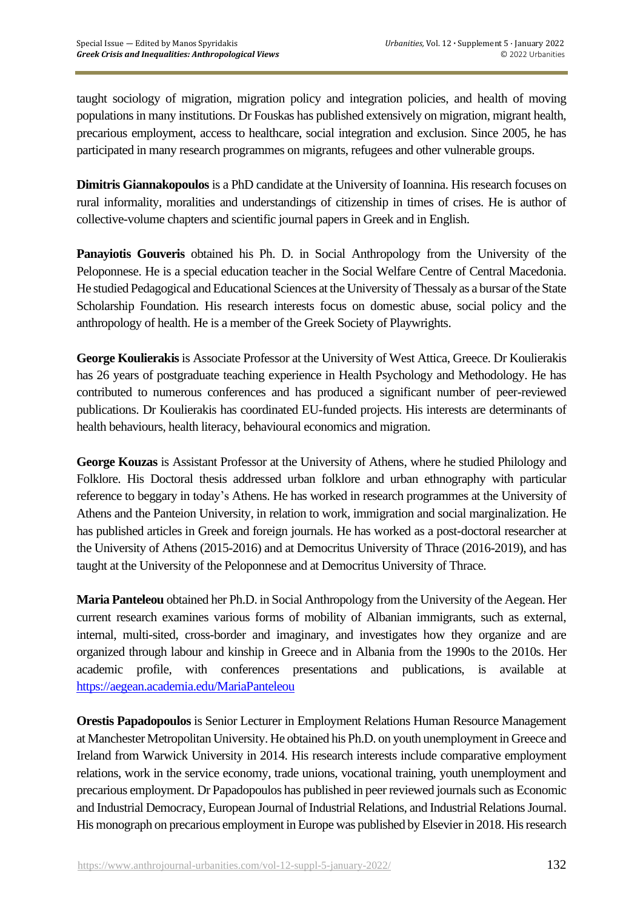taught sociology of migration, migration policy and integration policies, and health of moving populations in many institutions. Dr Fouskas has published extensively on migration, migrant health, precarious employment, access to healthcare, social integration and exclusion. Since 2005, he has participated in many research programmes on migrants, refugees and other vulnerable groups.

**Dimitris Giannakopoulos** is a PhD candidate at the University of Ioannina. His research focuses on rural informality, moralities and understandings of citizenship in times of crises. He is author of collective-volume chapters and scientific journal papers in Greek and in English.

**Panayiotis Gouveris** obtained his Ph. D. in Social Anthropology from the University of the Peloponnese. He is a special education teacher in the Social Welfare Centre of Central Macedonia. He studied Pedagogical and Educational Sciences at the University of Thessaly as a bursar of the State Scholarship Foundation. His research interests focus on domestic abuse, social policy and the anthropology of health. He is a member of the Greek Society of Playwrights.

**George Koulierakis** is Associate Professor at the University of West Attica, Greece. Dr Koulierakis has 26 years of postgraduate teaching experience in Health Psychology and Methodology. He has contributed to numerous conferences and has produced a significant number of peer-reviewed publications. Dr Koulierakis has coordinated EU-funded projects. His interests are determinants of health behaviours, health literacy, behavioural economics and migration.

**George Kouzas** is Assistant Professor at the University of Athens, where he studied Philology and Folklore. His Doctoral thesis addressed urban folklore and urban ethnography with particular reference to beggary in today's Athens. He has worked in research programmes at the University of Athens and the Panteion University, in relation to work, immigration and social marginalization. He has published articles in Greek and foreign journals. He has worked as a post-doctoral researcher at the University of Athens (2015-2016) and at Democritus University of Thrace (2016-2019), and has taught at the University of the Peloponnese and at Democritus University of Thrace.

**Maria Panteleou** obtained her Ph.D. in Social Anthropology from the University of the Aegean. Her current research examines various forms of mobility of Albanian immigrants, such as external, internal, multi-sited, cross-border and imaginary, and investigates how they organize and are organized through labour and kinship in Greece and in Albania from the 1990s to the 2010s. Her academic profile, with conferences presentations and publications, is available at https://aegean.academia.edu/MariaPanteleou

**Orestis Papadopoulos** is Senior Lecturer in Employment Relations Human Resource Management at Manchester Metropolitan University. He obtained his Ph.D. on youth unemployment in Greece and Ireland from Warwick University in 2014. His research interests include comparative employment relations, work in the service economy, trade unions, vocational training, youth unemployment and precarious employment. Dr Papadopoulos has published in peer reviewed journals such as Economic and Industrial Democracy, European Journal of Industrial Relations, and Industrial Relations Journal. His monograph on precarious employment in Europe was published by Elsevier in 2018. His research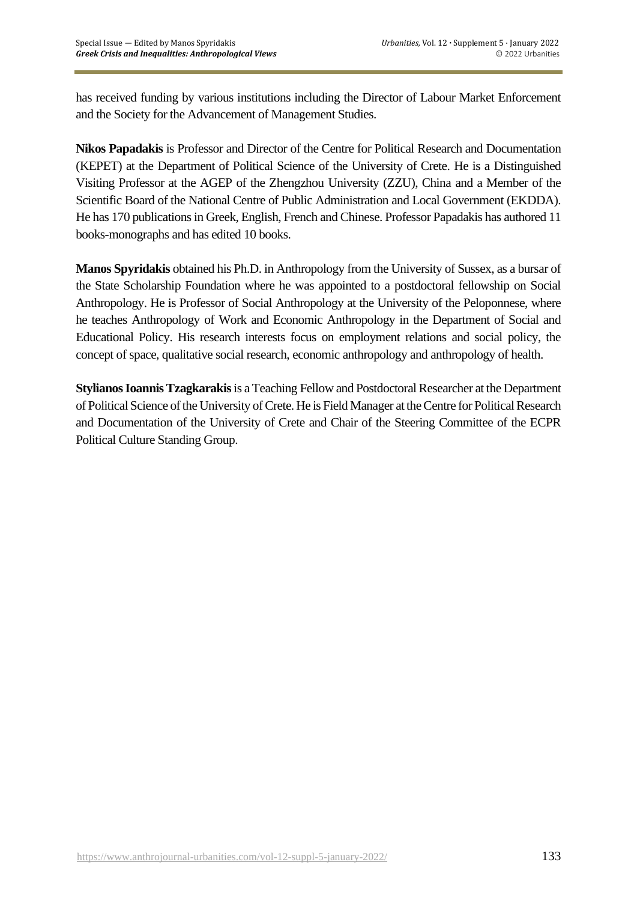has received funding by various institutions including the Director of Labour Market Enforcement and the Society for the Advancement of Management Studies.

**Nikos Papadakis** is Professor and Director of the Centre for Political Research and Documentation (KEPET) at the Department of Political Science of the University of Crete. He is a Distinguished Visiting Professor at the AGEP of the Zhengzhou University (ZZU), China and a Member of the Scientific Board of the National Centre of Public Administration and Local Government (EKDDA). He has 170 publications in Greek, English, French and Chinese. Professor Papadakis has authored 11 books-monographs and has edited 10 books.

**Manos Spyridakis** obtained his Ph.D. in Anthropology from the University of Sussex, as a bursar of the State Scholarship Foundation where he was appointed to a postdoctoral fellowship on Social Anthropology. He is Professor of Social Anthropology at the University of the Peloponnese, where he teaches Anthropology of Work and Economic Anthropology in the Department of Social and Educational Policy. His research interests focus on employment relations and social policy, the concept of space, qualitative social research, economic anthropology and anthropology of health.

**Stylianos Ioannis Tzagkarakis** is a Teaching Fellow and Postdoctoral Researcher at the Department of Political Science of the University of Crete. He is Field Manager at the Centre for Political Research and Documentation of the University of Crete and Chair of the Steering Committee of the ECPR Political Culture Standing Group.